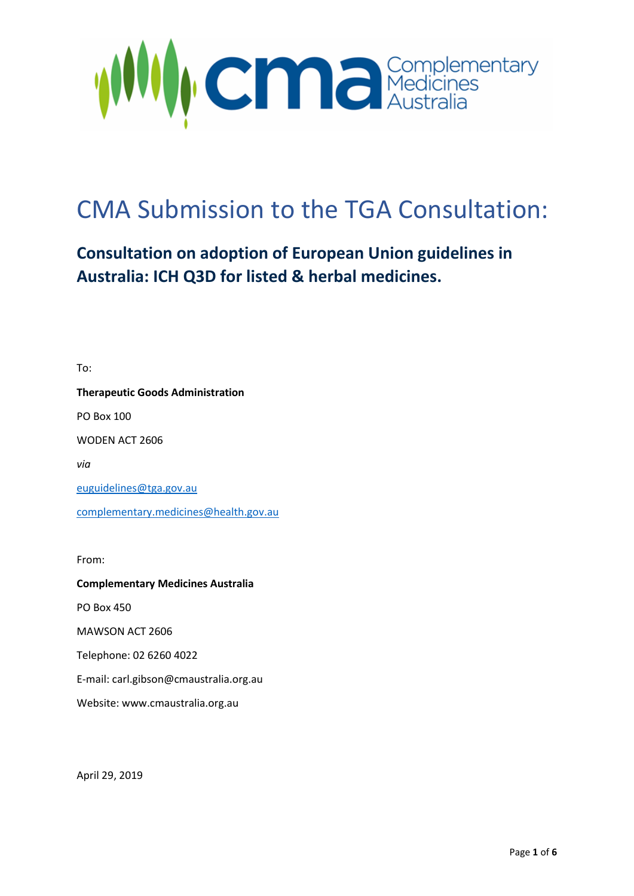# CMA Submission to the TGA Consultation:

## Consultation on adoption of European Union guidelines in Australia: ICH Q3D for listed & herbal medicines.

To:

**Therapeutic Goods Administration**

PO Box 100

WODEN ACT 2606

*via*

euguidelines@tga.gov.au

complementary.medicines@health.gov.au

From:

**Complementary Medicines Australia**

PO Box 450

MAWSON ACT 2606

Telephone: 02 6260 4022

E-mail: carl.gibson@cmaustralia.org.au

Website: www.cmaustralia.org.au

April 29, 2019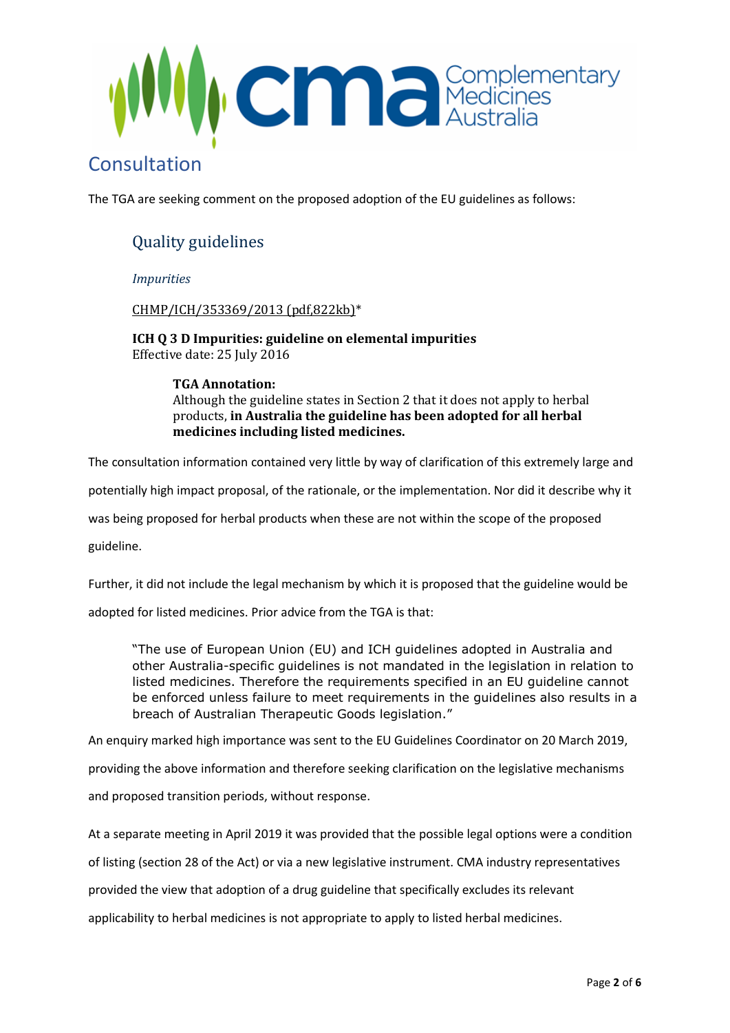# Consultation

The TGA are seeking comment on the proposed adoption of the EU guidelines as follows:

## Quality guidelines

### *Impurities*

CHMP/ICH/353369/2013 (pdf,822kb)*

**ICH Q 3 D Impurities: guideline on elemental impurities**
Effective date: 25 July 2016

> **TGA Annotation:**
> Although the guideline states in Section 2 that it does not apply to herbal products, **in Australia the guideline has been adopted for all herbal medicines including listed medicines.**

The consultation information contained very little by way of clarification of this extremely large and potentially high impact proposal, of the rationale, or the implementation. Nor did it describe why it was being proposed for herbal products when these are not within the scope of the proposed guideline.

Further, it did not include the legal mechanism by which it is proposed that the guideline would be adopted for listed medicines. Prior advice from the TGA is that:

> "The use of European Union (EU) and ICH guidelines adopted in Australia and other Australia-specific guidelines is not mandated in the legislation in relation to listed medicines. Therefore the requirements specified in an EU guideline cannot be enforced unless failure to meet requirements in the guidelines also results in a breach of Australian Therapeutic Goods legislation."

An enquiry marked high importance was sent to the EU Guidelines Coordinator on 20 March 2019, providing the above information and therefore seeking clarification on the legislative mechanisms and proposed transition periods, without response.

At a separate meeting in April 2019 it was provided that the possible legal options were a condition of listing (section 28 of the Act) or via a new legislative instrument. CMA industry representatives provided the view that adoption of a drug guideline that specifically excludes its relevant applicability to herbal medicines is not appropriate to apply to listed herbal medicines.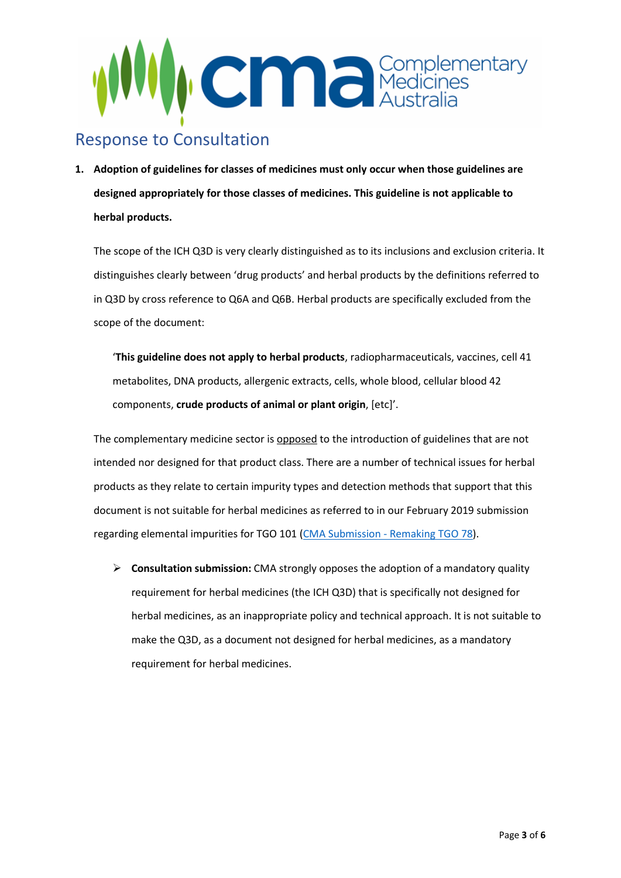# Response to Consultation

1. **Adoption of guidelines for classes of medicines must only occur when those guidelines are designed appropriately for those classes of medicines. This guideline is not applicable to herbal products.**

   The scope of the ICH Q3D is very clearly distinguished as to its inclusions and exclusion criteria. It distinguishes clearly between 'drug products' and herbal products by the definitions referred to in Q3D by cross reference to Q6A and Q6B. Herbal products are specifically excluded from the scope of the document:

   > '**This guideline does not apply to herbal products**, radiopharmaceuticals, vaccines, cell 41 metabolites, DNA products, allergenic extracts, cells, whole blood, cellular blood 42 components, **crude products of animal or plant origin**, [etc]'.

   The complementary medicine sector is opposed to the introduction of guidelines that are not intended nor designed for that product class. There are a number of technical issues for herbal products as they relate to certain impurity types and detection methods that support that this document is not suitable for herbal medicines as referred to in our February 2019 submission regarding elemental impurities for TGO 101 (CMA Submission - Remaking TGO 78).

   - **Consultation submission:** CMA strongly opposes the adoption of a mandatory quality requirement for herbal medicines (the ICH Q3D) that is specifically not designed for herbal medicines, as an inappropriate policy and technical approach. It is not suitable to make the Q3D, as a document not designed for herbal medicines, as a mandatory requirement for herbal medicines.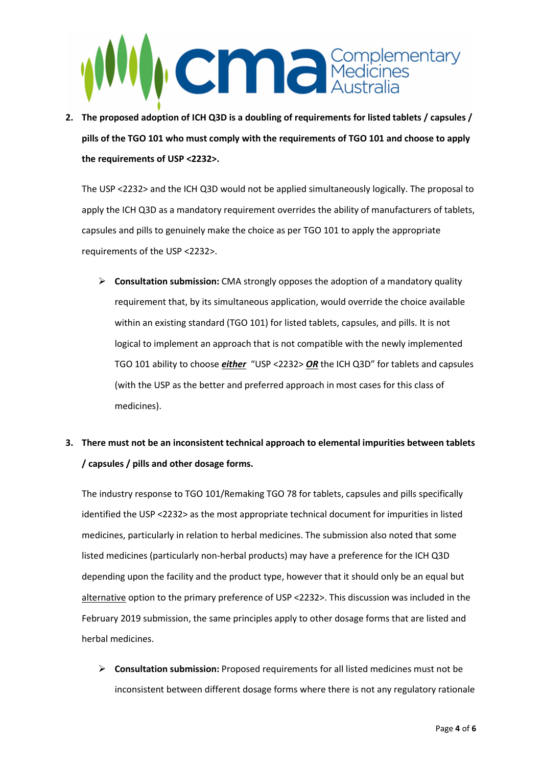2. **The proposed adoption of ICH Q3D is a doubling of requirements for listed tablets / capsules / pills of the TGO 101 who must comply with the requirements of TGO 101 and choose to apply the requirements of USP <2232>.**

   The USP <2232> and the ICH Q3D would not be applied simultaneously logically. The proposal to apply the ICH Q3D as a mandatory requirement overrides the ability of manufacturers of tablets, capsules and pills to genuinely make the choice as per TGO 101 to apply the appropriate requirements of the USP <2232>.

   - **Consultation submission:** CMA strongly opposes the adoption of a mandatory quality requirement that, by its simultaneous application, would override the choice available within an existing standard (TGO 101) for listed tablets, capsules, and pills. It is not logical to implement an approach that is not compatible with the newly implemented TGO 101 ability to choose ***either*** "USP <2232> ***OR*** the ICH Q3D" for tablets and capsules (with the USP as the better and preferred approach in most cases for this class of medicines).

3. **There must not be an inconsistent technical approach to elemental impurities between tablets / capsules / pills and other dosage forms.**

   The industry response to TGO 101/Remaking TGO 78 for tablets, capsules and pills specifically identified the USP <2232> as the most appropriate technical document for impurities in listed medicines, particularly in relation to herbal medicines. The submission also noted that some listed medicines (particularly non-herbal products) may have a preference for the ICH Q3D depending upon the facility and the product type, however that it should only be an equal but alternative option to the primary preference of USP <2232>. This discussion was included in the February 2019 submission, the same principles apply to other dosage forms that are listed and herbal medicines.

   - **Consultation submission:** Proposed requirements for all listed medicines must not be inconsistent between different dosage forms where there is not any regulatory rationale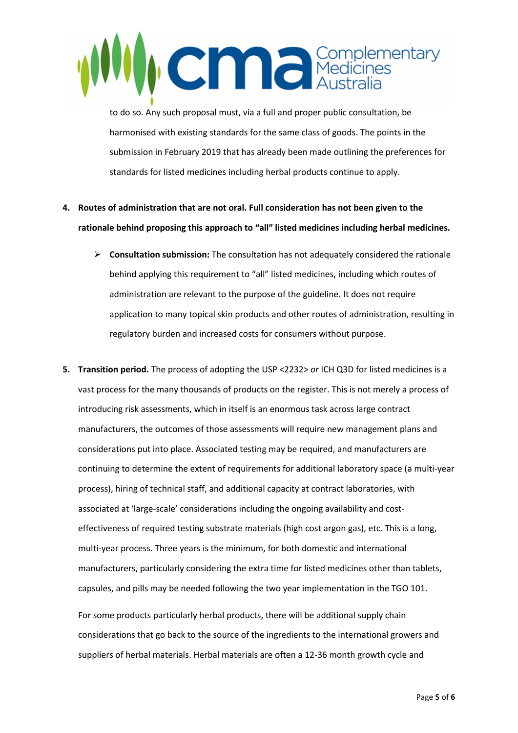to do so. Any such proposal must, via a full and proper public consultation, be harmonised with existing standards for the same class of goods. The points in the submission in February 2019 that has already been made outlining the preferences for standards for listed medicines including herbal products continue to apply.

4. **Routes of administration that are not oral. Full consideration has not been given to the rationale behind proposing this approach to "all" listed medicines including herbal medicines.**

   - **Consultation submission:** The consultation has not adequately considered the rationale behind applying this requirement to "all" listed medicines, including which routes of administration are relevant to the purpose of the guideline. It does not require application to many topical skin products and other routes of administration, resulting in regulatory burden and increased costs for consumers without purpose.

5. **Transition period.** The process of adopting the USP <2232> *or* ICH Q3D for listed medicines is a vast process for the many thousands of products on the register. This is not merely a process of introducing risk assessments, which in itself is an enormous task across large contract manufacturers, the outcomes of those assessments will require new management plans and considerations put into place. Associated testing may be required, and manufacturers are continuing to determine the extent of requirements for additional laboratory space (a multi-year process), hiring of technical staff, and additional capacity at contract laboratories, with associated at 'large-scale' considerations including the ongoing availability and cost-effectiveness of required testing substrate materials (high cost argon gas), etc. This is a long, multi-year process. Three years is the minimum, for both domestic and international manufacturers, particularly considering the extra time for listed medicines other than tablets, capsules, and pills may be needed following the two year implementation in the TGO 101.

   For some products particularly herbal products, there will be additional supply chain considerations that go back to the source of the ingredients to the international growers and suppliers of herbal materials. Herbal materials are often a 12-36 month growth cycle and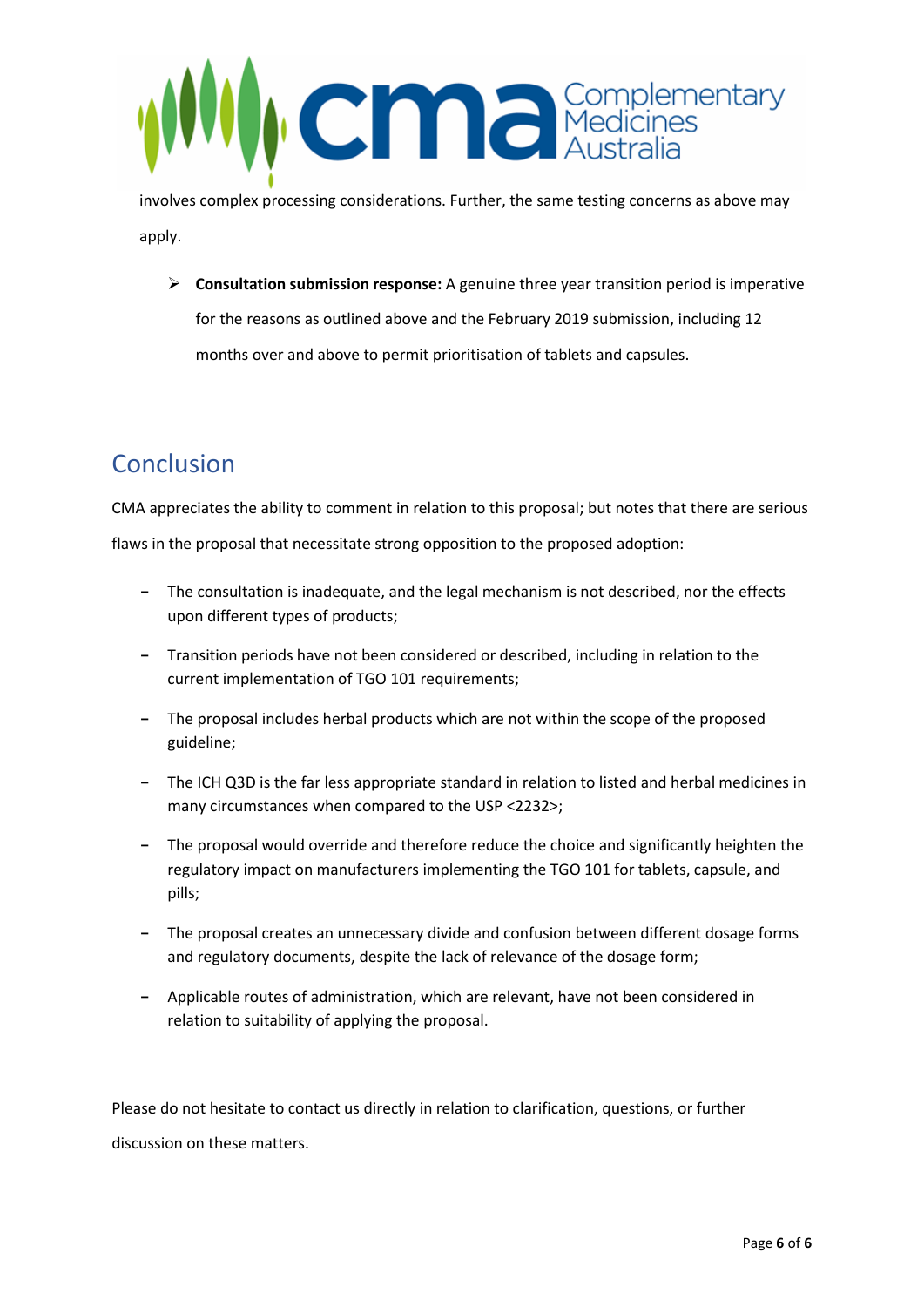involves complex processing considerations. Further, the same testing concerns as above may apply.

- **Consultation submission response:** A genuine three year transition period is imperative for the reasons as outlined above and the February 2019 submission, including 12 months over and above to permit prioritisation of tablets and capsules.

## Conclusion

CMA appreciates the ability to comment in relation to this proposal; but notes that there are serious flaws in the proposal that necessitate strong opposition to the proposed adoption:

- The consultation is inadequate, and the legal mechanism is not described, nor the effects upon different types of products;
- Transition periods have not been considered or described, including in relation to the current implementation of TGO 101 requirements;
- The proposal includes herbal products which are not within the scope of the proposed guideline;
- The ICH Q3D is the far less appropriate standard in relation to listed and herbal medicines in many circumstances when compared to the USP <2232>;
- The proposal would override and therefore reduce the choice and significantly heighten the regulatory impact on manufacturers implementing the TGO 101 for tablets, capsule, and pills;
- The proposal creates an unnecessary divide and confusion between different dosage forms and regulatory documents, despite the lack of relevance of the dosage form;
- Applicable routes of administration, which are relevant, have not been considered in relation to suitability of applying the proposal.

Please do not hesitate to contact us directly in relation to clarification, questions, or further discussion on these matters.